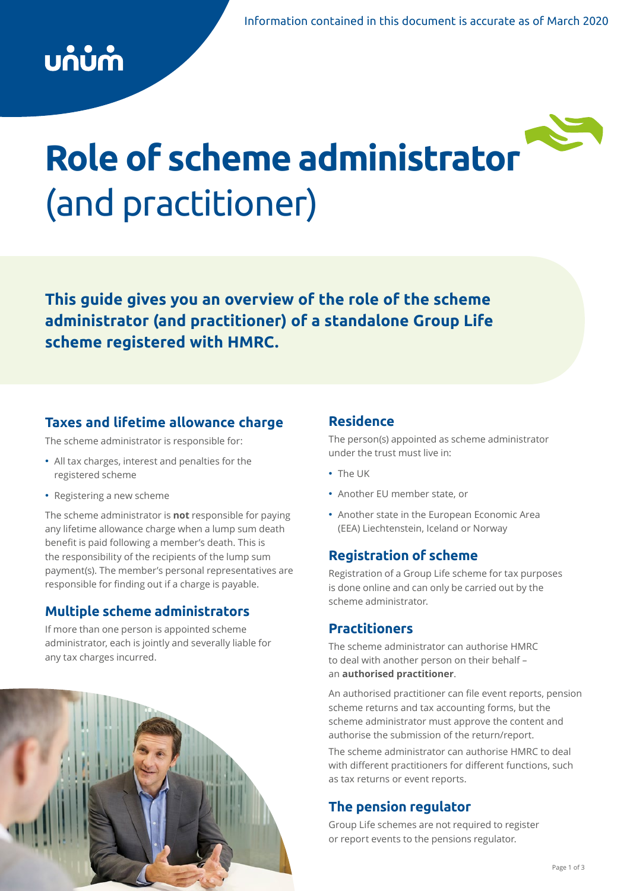Information contained in this document is accurate as of March 2020

# Role of scheme administrator (and practitioner)

**This guide gives you an overview of the role of the scheme administrator (and practitioner) of a standalone Group Life scheme registered with HMRC.**

## Taxes and lifetime allowance charge

The scheme administrator is responsible for:

- All tax charges, interest and penalties for the registered scheme
- Registering a new scheme

The scheme administrator is **not** responsible for paying any lifetime allowance charge when a lump sum death benefit is paid following a member's death. This is the responsibility of the recipients of the lump sum payment(s). The member's personal representatives are responsible for finding out if a charge is payable.

## Multiple scheme administrators

If more than one person is appointed scheme administrator, each is jointly and severally liable for any tax charges incurred.

## Residence

The person(s) appointed as scheme administrator under the trust must live in:

- The UK
- Another EU member state, or
- Another state in the European Economic Area (EEA) Liechtenstein, Iceland or Norway

## Registration of scheme

Registration of a Group Life scheme for tax purposes is done online and can only be carried out by the scheme administrator.

## Practitioners

The scheme administrator can authorise HMRC to deal with another person on their behalf – an **authorised practitioner**.

An authorised practitioner can file event reports, pension scheme returns and tax accounting forms, but the scheme administrator must approve the content and authorise the submission of the return/report.

The scheme administrator can authorise HMRC to deal with different practitioners for different functions, such as tax returns or event reports.

## The pension regulator

Group Life schemes are not required to register or report events to the pensions regulator.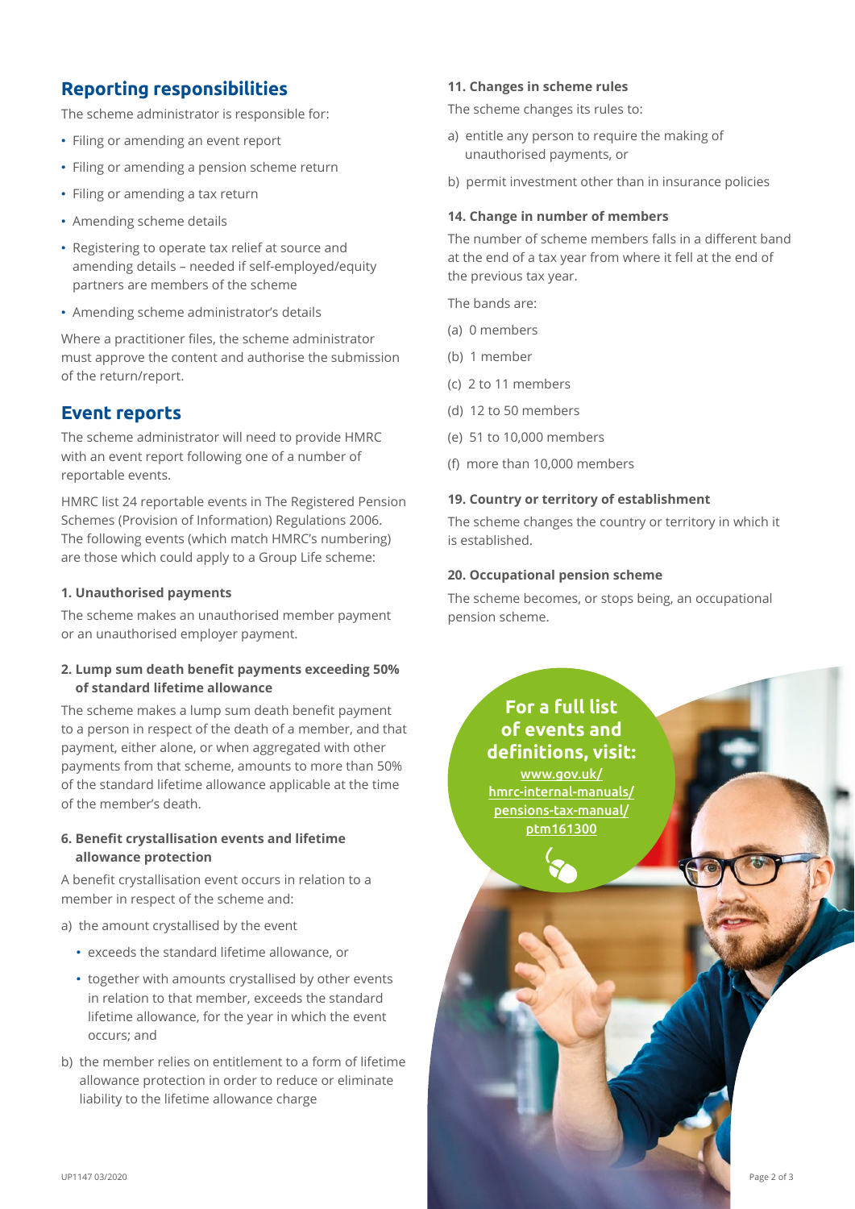## Reporting responsibilities

The scheme administrator is responsible for:

- Filing or amending an event report
- Filing or amending a pension scheme return
- Filing or amending a tax return
- Amending scheme details
- Registering to operate tax relief at source and amending details – needed if self-employed/equity partners are members of the scheme
- Amending scheme administrator's details

Where a practitioner files, the scheme administrator must approve the content and authorise the submission of the return/report.

## Event reports

The scheme administrator will need to provide HMRC with an event report following one of a number of reportable events.

HMRC list 24 reportable events in The Registered Pension Schemes (Provision of Information) Regulations 2006. The following events (which match HMRC's numbering) are those which could apply to a Group Life scheme:

**1. Unauthorised payments**

The scheme makes an unauthorised member payment or an unauthorised employer payment.

**2. Lump sum death benefit payments exceeding 50% of standard lifetime allowance**

The scheme makes a lump sum death benefit payment to a person in respect of the death of a member, and that payment, either alone, or when aggregated with other payments from that scheme, amounts to more than 50% of the standard lifetime allowance applicable at the time of the member's death.

**6. Benefit crystallisation events and lifetime allowance protection**

A benefit crystallisation event occurs in relation to a member in respect of the scheme and:

a) the amount crystallised by the event
   - exceeds the standard lifetime allowance, or
   - together with amounts crystallised by other events in relation to that member, exceeds the standard lifetime allowance, for the year in which the event occurs; and

b) the member relies on entitlement to a form of lifetime allowance protection in order to reduce or eliminate liability to the lifetime allowance charge

**11. Changes in scheme rules**

The scheme changes its rules to:

a) entitle any person to require the making of unauthorised payments, or

b) permit investment other than in insurance policies

**14. Change in number of members**

The number of scheme members falls in a different band at the end of a tax year from where it fell at the end of the previous tax year.

The bands are:

(a) 0 members

(b) 1 member

(c) 2 to 11 members

(d) 12 to 50 members

(e) 51 to 10,000 members

(f) more than 10,000 members

**19. Country or territory of establishment**

The scheme changes the country or territory in which it is established.

**20. Occupational pension scheme**

The scheme becomes, or stops being, an occupational pension scheme.

**For a full list of events and definitions, visit:**
www.gov.uk/hmrc-internal-manuals/pensions-tax-manual/ptm161300

UP1147 03/2020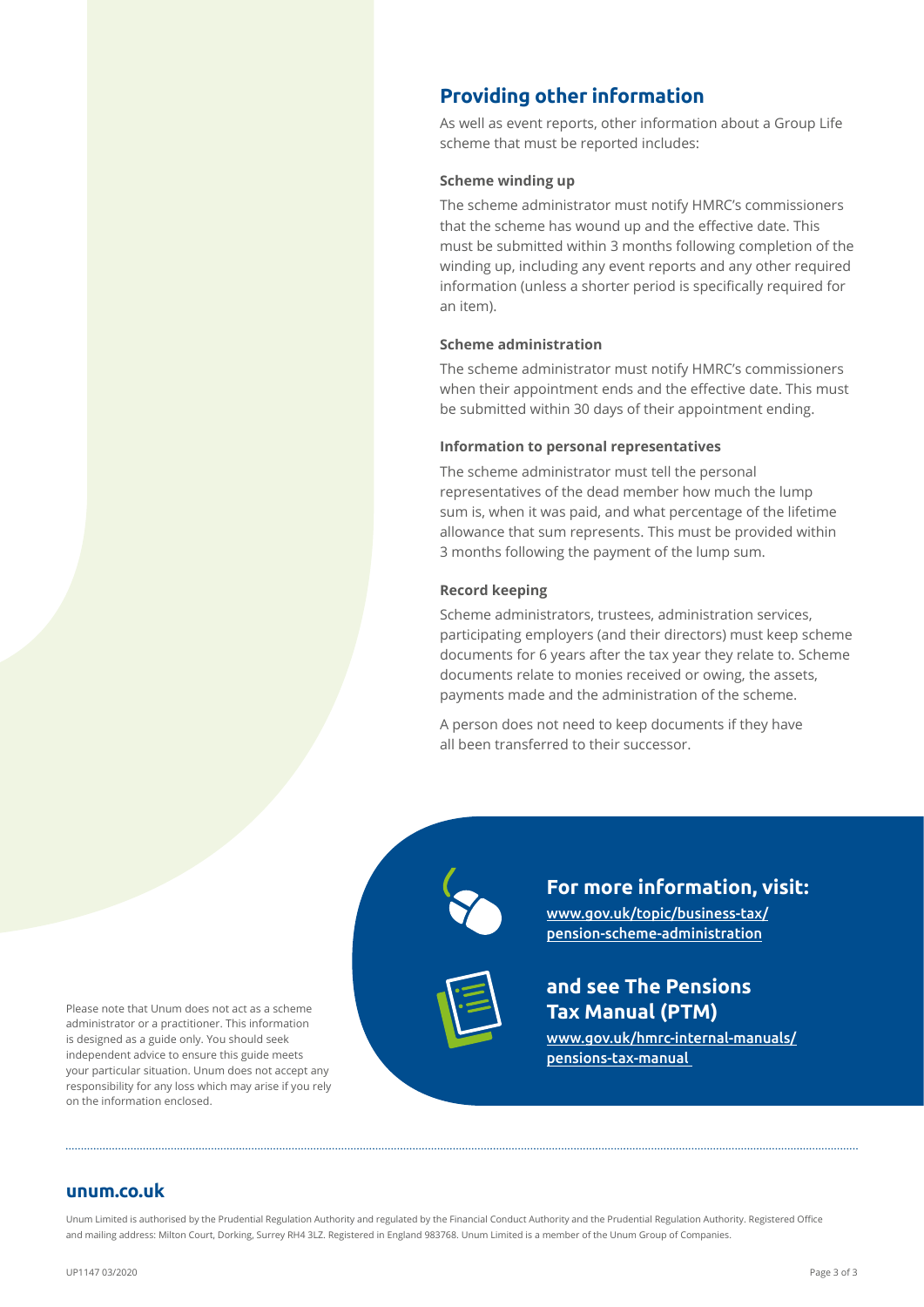## Providing other information

As well as event reports, other information about a Group Life scheme that must be reported includes:

### Scheme winding up

The scheme administrator must notify HMRC's commissioners that the scheme has wound up and the effective date. This must be submitted within 3 months following completion of the winding up, including any event reports and any other required information (unless a shorter period is specifically required for an item).

### Scheme administration

The scheme administrator must notify HMRC's commissioners when their appointment ends and the effective date. This must be submitted within 30 days of their appointment ending.

### Information to personal representatives

The scheme administrator must tell the personal representatives of the dead member how much the lump sum is, when it was paid, and what percentage of the lifetime allowance that sum represents. This must be provided within 3 months following the payment of the lump sum.

### Record keeping

Scheme administrators, trustees, administration services, participating employers (and their directors) must keep scheme documents for 6 years after the tax year they relate to. Scheme documents relate to monies received or owing, the assets, payments made and the administration of the scheme.

A person does not need to keep documents if they have all been transferred to their successor.

Please note that Unum does not act as a scheme administrator or a practitioner. This information is designed as a guide only. You should seek independent advice to ensure this guide meets your particular situation. Unum does not accept any responsibility for any loss which may arise if you rely on the information enclosed.

### For more information, visit:

www.gov.uk/topic/business-tax/pension-scheme-administration

### and see The Pensions Tax Manual (PTM)

www.gov.uk/hmrc-internal-manuals/pensions-tax-manual

**unum.co.uk**

Unum Limited is authorised by the Prudential Regulation Authority and regulated by the Financial Conduct Authority and the Prudential Regulation Authority. Registered Office and mailing address: Milton Court, Dorking, Surrey RH4 3LZ. Registered in England 983768. Unum Limited is a member of the Unum Group of Companies.

UP1147 03/2020